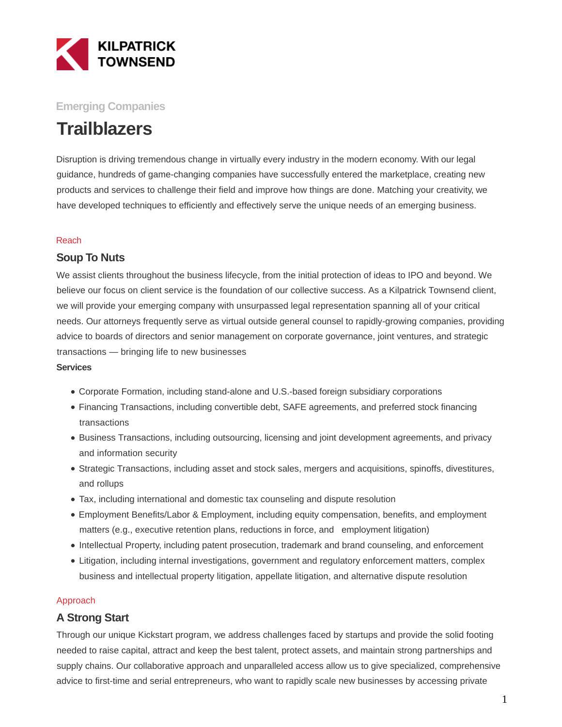KILPATRICK TOWNSEND

Emerging Companies

# Trailblazers

Disruption is driving tremendous change in virtually every industry in the modern economy. With our legal guidance, hundreds of game-changing companies have successfully entered the marketplace, creating new products and services to challenge their field and improve how things are done. Matching your creativity, we have developed techniques to efficiently and effectively serve the unique needs of an emerging business.

Reach

## Soup To Nuts

We assist clients throughout the business lifecycle, from the initial protection of ideas to IPO and beyond. We believe our focus on client service is the foundation of our collective success. As a Kilpatrick Townsend client, we will provide your emerging company with unsurpassed legal representation spanning all of your critical needs. Our attorneys frequently serve as virtual outside general counsel to rapidly-growing companies, providing advice to boards of directors and senior management on corporate governance, joint ventures, and strategic transactions — bringing life to new businesses

**Services**

- Corporate Formation, including stand-alone and U.S.-based foreign subsidiary corporations
- Financing Transactions, including convertible debt, SAFE agreements, and preferred stock financing transactions
- Business Transactions, including outsourcing, licensing and joint development agreements, and privacy and information security
- Strategic Transactions, including asset and stock sales, mergers and acquisitions, spinoffs, divestitures, and rollups
- Tax, including international and domestic tax counseling and dispute resolution
- Employment Benefits/Labor & Employment, including equity compensation, benefits, and employment matters (e.g., executive retention plans, reductions in force, and employment litigation)
- Intellectual Property, including patent prosecution, trademark and brand counseling, and enforcement
- Litigation, including internal investigations, government and regulatory enforcement matters, complex business and intellectual property litigation, appellate litigation, and alternative dispute resolution

Approach

## A Strong Start

Through our unique Kickstart program, we address challenges faced by startups and provide the solid footing needed to raise capital, attract and keep the best talent, protect assets, and maintain strong partnerships and supply chains. Our collaborative approach and unparalleled access allow us to give specialized, comprehensive advice to first-time and serial entrepreneurs, who want to rapidly scale new businesses by accessing private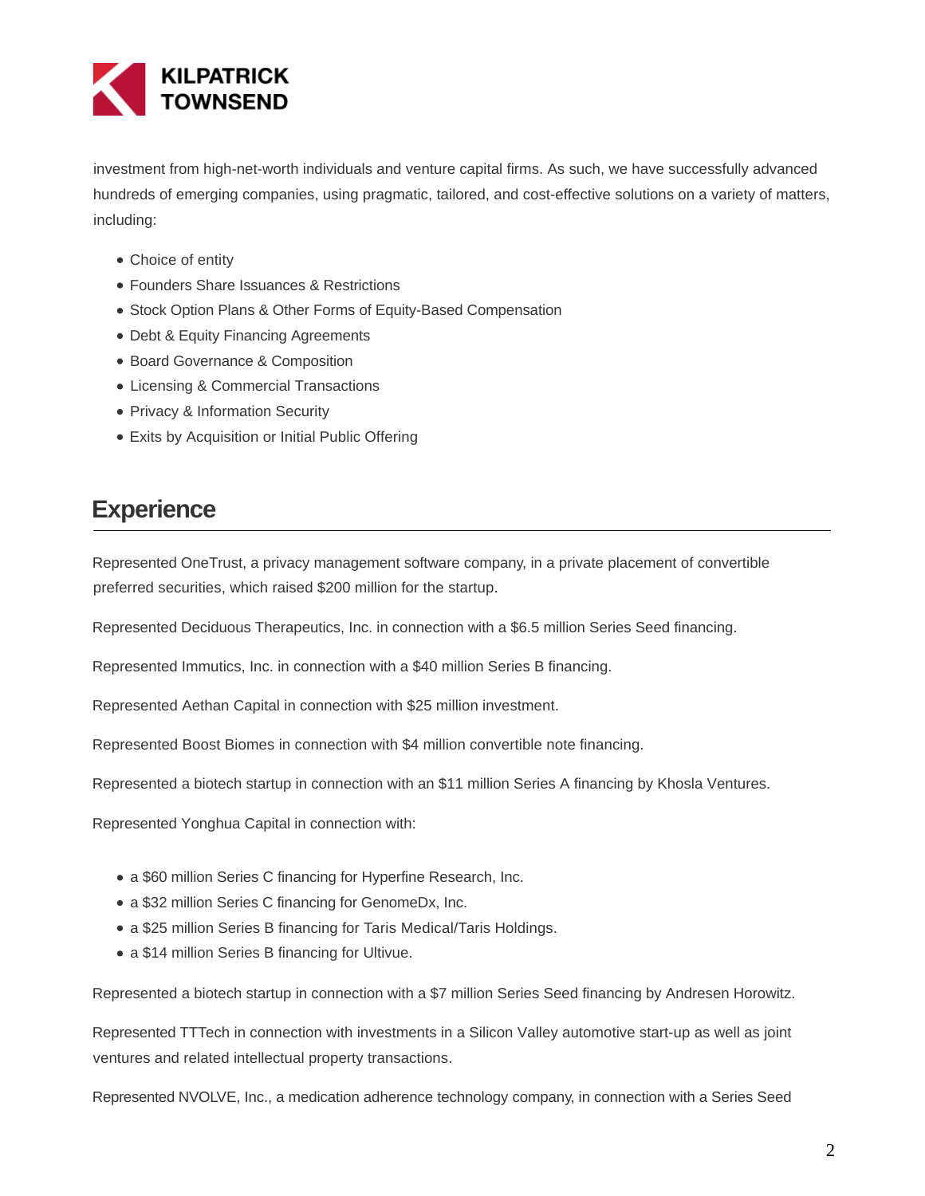investment from high-net-worth individuals and venture capital firms. As such, we have successfully advanced hundreds of emerging companies, using pragmatic, tailored, and cost-effective solutions on a variety of matters, including:

- Choice of entity
- Founders Share Issuances & Restrictions
- Stock Option Plans & Other Forms of Equity-Based Compensation
- Debt & Equity Financing Agreements
- Board Governance & Composition
- Licensing & Commercial Transactions
- Privacy & Information Security
- Exits by Acquisition or Initial Public Offering

## Experience

Represented OneTrust, a privacy management software company, in a private placement of convertible preferred securities, which raised $200 million for the startup.

Represented Deciduous Therapeutics, Inc. in connection with a $6.5 million Series Seed financing.

Represented Immutics, Inc. in connection with a $40 million Series B financing.

Represented Aethan Capital in connection with $25 million investment.

Represented Boost Biomes in connection with $4 million convertible note financing.

Represented a biotech startup in connection with an $11 million Series A financing by Khosla Ventures.

Represented Yonghua Capital in connection with:

- a $60 million Series C financing for Hyperfine Research, Inc.
- a $32 million Series C financing for GenomeDx, Inc.
- a $25 million Series B financing for Taris Medical/Taris Holdings.
- a $14 million Series B financing for Ultivue.

Represented a biotech startup in connection with a $7 million Series Seed financing by Andresen Horowitz.

Represented TTTech in connection with investments in a Silicon Valley automotive start-up as well as joint ventures and related intellectual property transactions.

Represented NVOLVE, Inc., a medication adherence technology company, in connection with a Series Seed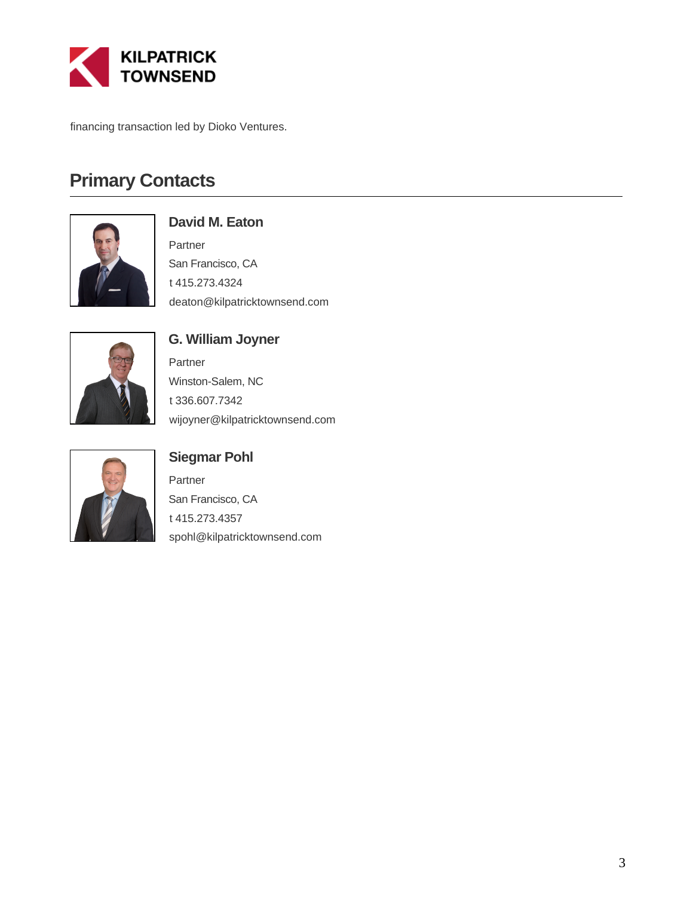financing transaction led by Dioko Ventures.

## Primary Contacts

### David M. Eaton

Partner

San Francisco, CA

t 415.273.4324

deaton@kilpatricktownsend.com

### G. William Joyner

Partner

Winston-Salem, NC

t 336.607.7342

wijoyner@kilpatricktownsend.com

### Siegmar Pohl

Partner

San Francisco, CA

t 415.273.4357

spohl@kilpatricktownsend.com